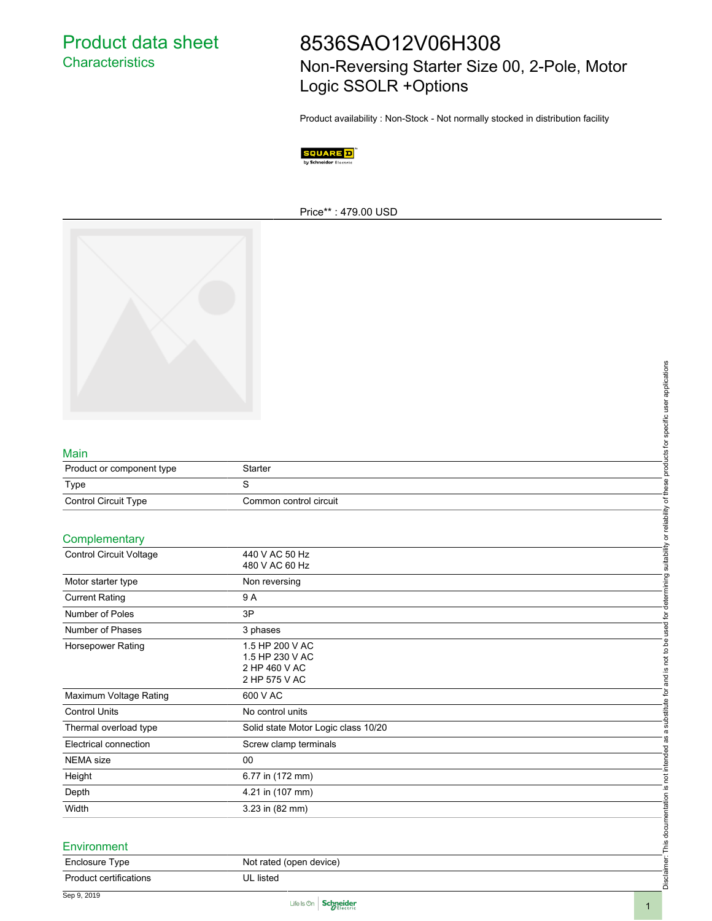# Product data sheet
## Characteristics

# 8536SAO12V06H308

Non-Reversing Starter Size 00, 2-Pole, Motor Logic SSOLR +Options

Product availability : Non-Stock - Not normally stocked in distribution facility

Price** : 479.00 USD

## Main

| | |
|---|---|
| Product or component type | Starter |
| Type | S |
| Control Circuit Type | Common control circuit |

## Complementary

| | |
|---|---|
| Control Circuit Voltage | 440 V AC 50 Hz<br>480 V AC 60 Hz |
| Motor starter type | Non reversing |
| Current Rating | 9 A |
| Number of Poles | 3P |
| Number of Phases | 3 phases |
| Horsepower Rating | 1.5 HP 200 V AC<br>1.5 HP 230 V AC<br>2 HP 460 V AC<br>2 HP 575 V AC |
| Maximum Voltage Rating | 600 V AC |
| Control Units | No control units |
| Thermal overload type | Solid state Motor Logic class 10/20 |
| Electrical connection | Screw clamp terminals |
| NEMA size | 00 |
| Height | 6.77 in (172 mm) |
| Depth | 4.21 in (107 mm) |
| Width | 3.23 in (82 mm) |

## Environment

| | |
|---|---|
| Enclosure Type | Not rated (open device) |
| Product certifications | UL listed |

Disclaimer: This documentation is not intended as a substitute for and is not to be used for determining suitability or reliability of these products for specific user applications

Sep 9, 2019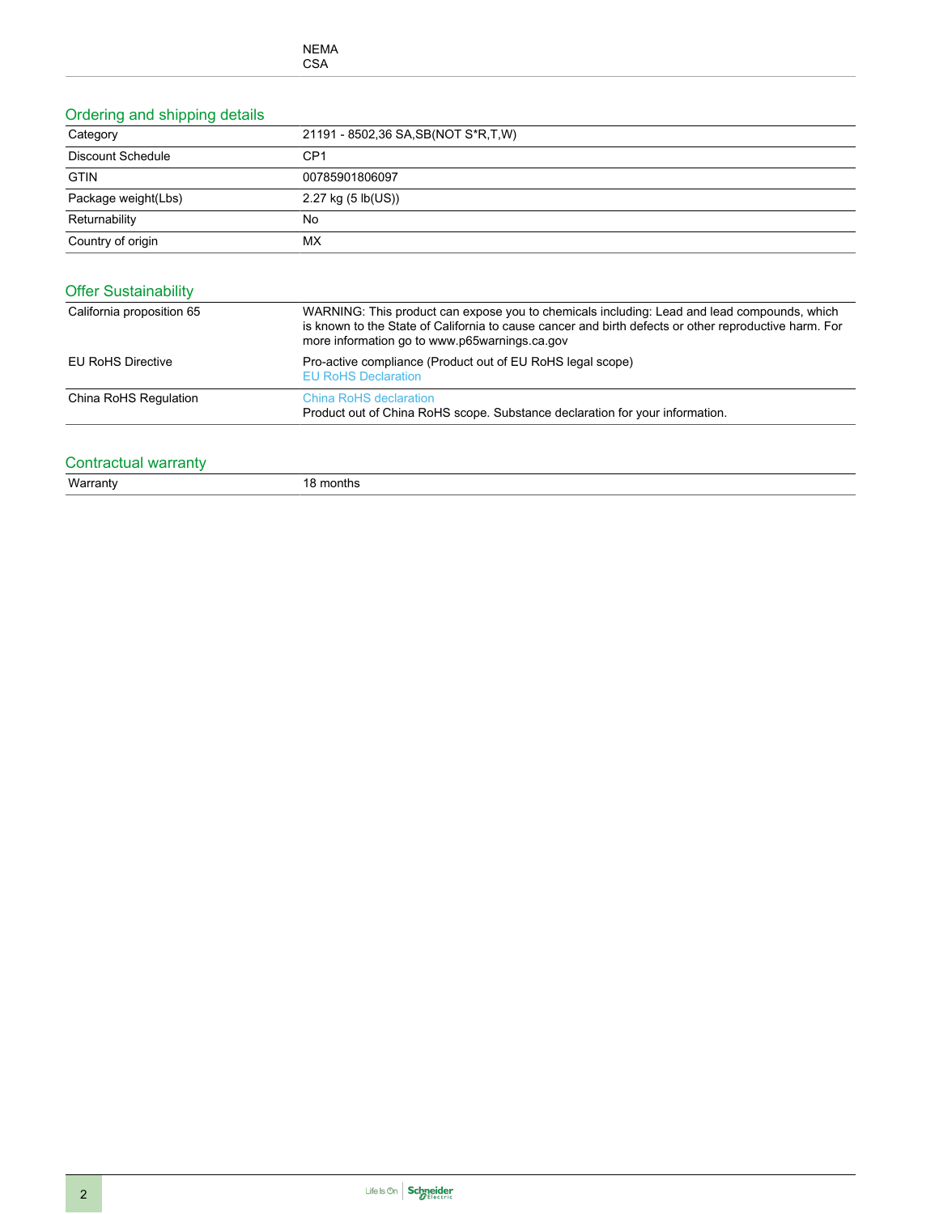| | |
|---|---|
| | NEMA<br>CSA |

## Ordering and shipping details

| | |
|---|---|
| Category | 21191 - 8502,36 SA,SB(NOT S*R,T,W) |
| Discount Schedule | CP1 |
| GTIN | 00785901806097 |
| Package weight(Lbs) | 2.27 kg (5 lb(US)) |
| Returnability | No |
| Country of origin | MX |

## Offer Sustainability

| | |
|---|---|
| California proposition 65 | WARNING: This product can expose you to chemicals including: Lead and lead compounds, which is known to the State of California to cause cancer and birth defects or other reproductive harm. For more information go to www.p65warnings.ca.gov |
| EU RoHS Directive | Pro-active compliance (Product out of EU RoHS legal scope)<br>EU RoHS Declaration |
| China RoHS Regulation | China RoHS declaration<br>Product out of China RoHS scope. Substance declaration for your information. |

## Contractual warranty

| | |
|---|---|
| Warranty | 18 months |